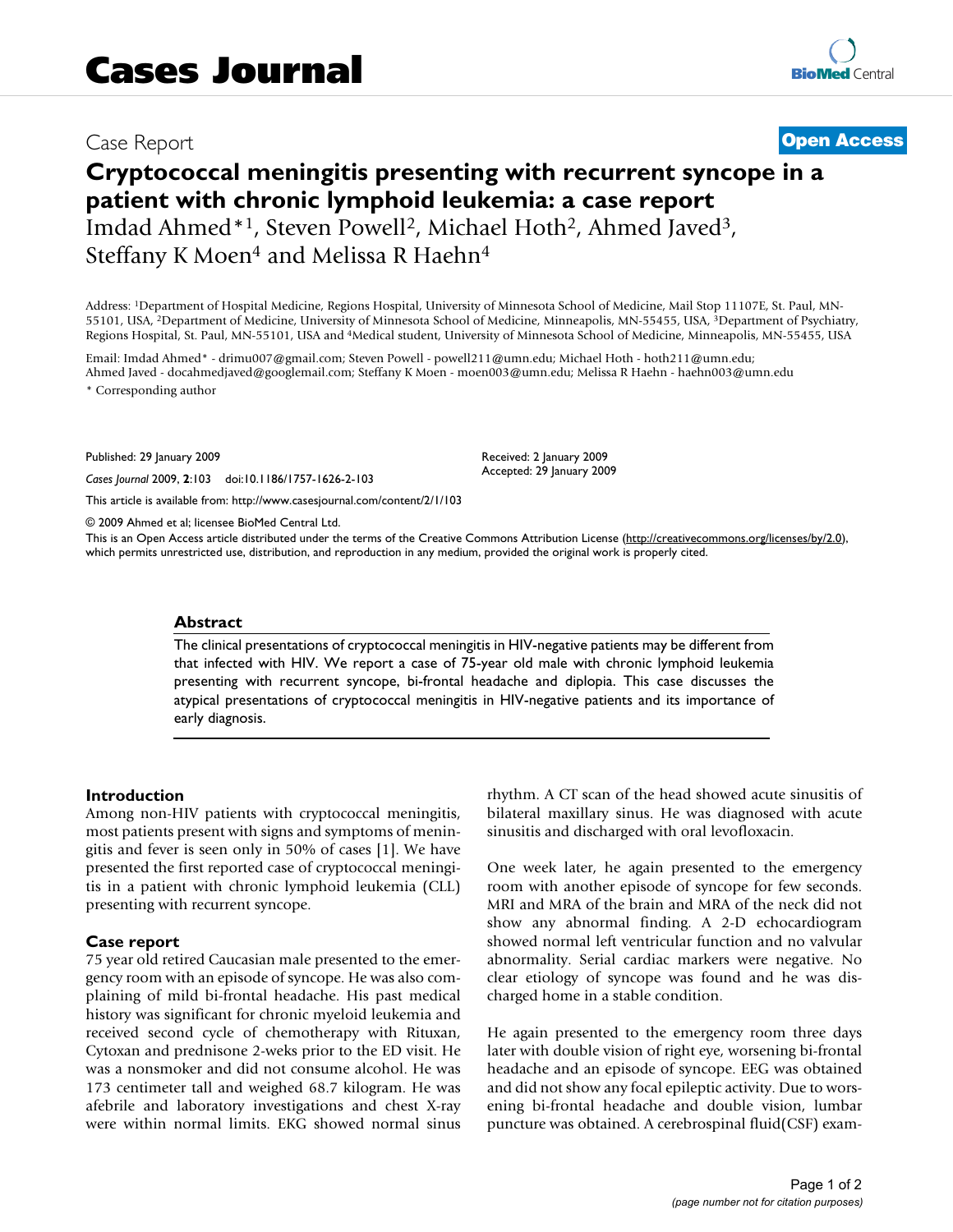# Cases Journal

Case Report

**Open Access**

# Cryptococcal meningitis presenting with recurrent syncope in a patient with chronic lymphoid leukemia: a case report

Imdad Ahmed*[1], Steven Powell[2], Michael Hoth[2], Ahmed Javed[3], Steffany K Moen[4] and Melissa R Haehn[4]

Address: [1]Department of Hospital Medicine, Regions Hospital, University of Minnesota School of Medicine, Mail Stop 11107E, St. Paul, MN-55101, USA, [2]Department of Medicine, University of Minnesota School of Medicine, Minneapolis, MN-55455, USA, [3]Department of Psychiatry, Regions Hospital, St. Paul, MN-55101, USA and [4]Medical student, University of Minnesota School of Medicine, Minneapolis, MN-55455, USA

Email: Imdad Ahmed* - drimu007@gmail.com; Steven Powell - powell211@umn.edu; Michael Hoth - hoth211@umn.edu; Ahmed Javed - docahmedjaved@googlemail.com; Steffany K Moen - moen003@umn.edu; Melissa R Haehn - haehn003@umn.edu

* Corresponding author

Published: 29 January 2009

*Cases Journal* 2009, **2**:103 doi:10.1186/1757-1626-2-103

Received: 2 January 2009
Accepted: 29 January 2009

This article is available from: http://www.casesjournal.com/content/2/1/103

© 2009 Ahmed et al; licensee BioMed Central Ltd.

This is an Open Access article distributed under the terms of the Creative Commons Attribution License (http://creativecommons.org/licenses/by/2.0), which permits unrestricted use, distribution, and reproduction in any medium, provided the original work is properly cited.

## Abstract

The clinical presentations of cryptococcal meningitis in HIV-negative patients may be different from that infected with HIV. We report a case of 75-year old male with chronic lymphoid leukemia presenting with recurrent syncope, bi-frontal headache and diplopia. This case discusses the atypical presentations of cryptococcal meningitis in HIV-negative patients and its importance of early diagnosis.

## Introduction

Among non-HIV patients with cryptococcal meningitis, most patients present with signs and symptoms of meningitis and fever is seen only in 50% of cases [1]. We have presented the first reported case of cryptococcal meningitis in a patient with chronic lymphoid leukemia (CLL) presenting with recurrent syncope.

## Case report

75 year old retired Caucasian male presented to the emergency room with an episode of syncope. He was also complaining of mild bi-frontal headache. His past medical history was significant for chronic myeloid leukemia and received second cycle of chemotherapy with Rituxan, Cytoxan and prednisone 2-weks prior to the ED visit. He was a nonsmoker and did not consume alcohol. He was 173 centimeter tall and weighed 68.7 kilogram. He was afebrile and laboratory investigations and chest X-ray were within normal limits. EKG showed normal sinus rhythm. A CT scan of the head showed acute sinusitis of bilateral maxillary sinus. He was diagnosed with acute sinusitis and discharged with oral levofloxacin.

One week later, he again presented to the emergency room with another episode of syncope for few seconds. MRI and MRA of the brain and MRA of the neck did not show any abnormal finding. A 2-D echocardiogram showed normal left ventricular function and no valvular abnormality. Serial cardiac markers were negative. No clear etiology of syncope was found and he was discharged home in a stable condition.

He again presented to the emergency room three days later with double vision of right eye, worsening bi-frontal headache and an episode of syncope. EEG was obtained and did not show any focal epileptic activity. Due to worsening bi-frontal headache and double vision, lumbar puncture was obtained. A cerebrospinal fluid(CSF) exam-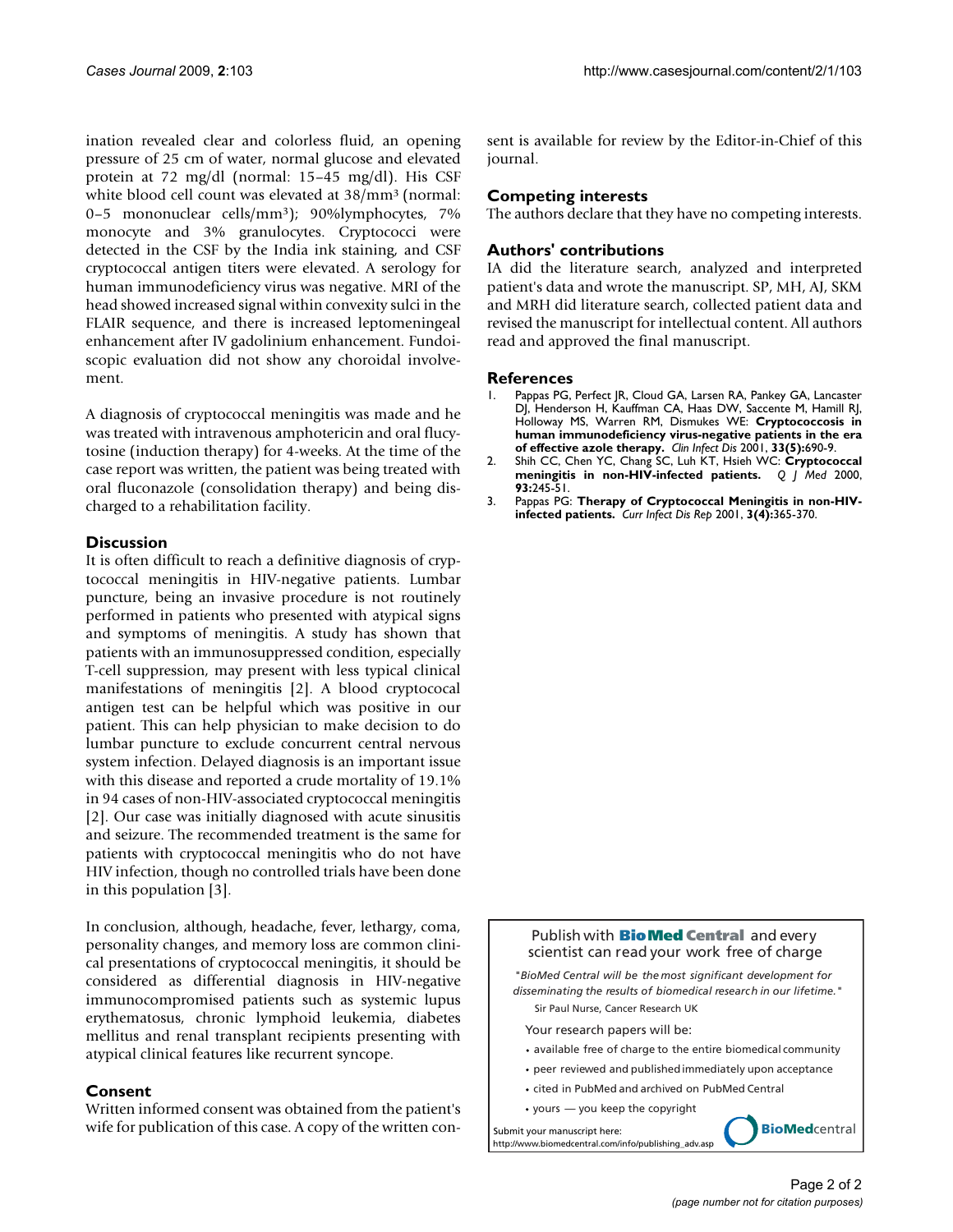ination revealed clear and colorless fluid, an opening pressure of 25 cm of water, normal glucose and elevated protein at 72 mg/dl (normal: 15–45 mg/dl). His CSF white blood cell count was elevated at 38/mm³ (normal: 0–5 mononuclear cells/mm³); 90%lymphocytes, 7% monocyte and 3% granulocytes. Cryptococci were detected in the CSF by the India ink staining, and CSF cryptococcal antigen titers were elevated. A serology for human immunodeficiency virus was negative. MRI of the head showed increased signal within convexity sulci in the FLAIR sequence, and there is increased leptomeningeal enhancement after IV gadolinium enhancement. Fundoiscopic evaluation did not show any choroidal involvement.

A diagnosis of cryptococcal meningitis was made and he was treated with intravenous amphotericin and oral flucytosine (induction therapy) for 4-weeks. At the time of the case report was written, the patient was being treated with oral fluconazole (consolidation therapy) and being discharged to a rehabilitation facility.

## Discussion

It is often difficult to reach a definitive diagnosis of cryptococcal meningitis in HIV-negative patients. Lumbar puncture, being an invasive procedure is not routinely performed in patients who presented with atypical signs and symptoms of meningitis. A study has shown that patients with an immunosuppressed condition, especially T-cell suppression, may present with less typical clinical manifestations of meningitis [2]. A blood cryptococal antigen test can be helpful which was positive in our patient. This can help physician to make decision to do lumbar puncture to exclude concurrent central nervous system infection. Delayed diagnosis is an important issue with this disease and reported a crude mortality of 19.1% in 94 cases of non-HIV-associated cryptococcal meningitis [2]. Our case was initially diagnosed with acute sinusitis and seizure. The recommended treatment is the same for patients with cryptococcal meningitis who do not have HIV infection, though no controlled trials have been done in this population [3].

In conclusion, although, headache, fever, lethargy, coma, personality changes, and memory loss are common clinical presentations of cryptococcal meningitis, it should be considered as differential diagnosis in HIV-negative immunocompromised patients such as systemic lupus erythematosus, chronic lymphoid leukemia, diabetes mellitus and renal transplant recipients presenting with atypical clinical features like recurrent syncope.

## Consent

Written informed consent was obtained from the patient's wife for publication of this case. A copy of the written consent is available for review by the Editor-in-Chief of this journal.

## Competing interests

The authors declare that they have no competing interests.

## Authors' contributions

IA did the literature search, analyzed and interpreted patient's data and wrote the manuscript. SP, MH, AJ, SKM and MRH did literature search, collected patient data and revised the manuscript for intellectual content. All authors read and approved the final manuscript.

## References

1. Pappas PG, Perfect JR, Cloud GA, Larsen RA, Pankey GA, Lancaster DJ, Henderson H, Kauffman CA, Haas DW, Saccente M, Hamill RJ, Holloway MS, Warren RM, Dismukes WE: **Cryptococcosis in human immunodeficiency virus-negative patients in the era of effective azole therapy.** *Clin Infect Dis* 2001, **33(5):**690-9.
2. Shih CC, Chen YC, Chang SC, Luh KT, Hsieh WC: **Cryptococcal meningitis in non-HIV-infected patients.** *Q J Med* 2000, **93:**245-51.
3. Pappas PG: **Therapy of Cryptococcal Meningitis in non-HIV-infected patients.** *Curr Infect Dis Rep* 2001, **3(4):**365-370.

Publish with **BioMed Central** and every scientist can read your work free of charge

*"BioMed Central will be the most significant development for disseminating the results of biomedical research in our lifetime."*
Sir Paul Nurse, Cancer Research UK

Your research papers will be:

- available free of charge to the entire biomedical community
- peer reviewed and published immediately upon acceptance
- cited in PubMed and archived on PubMed Central
- yours — you keep the copyright

Submit your manuscript here:
http://www.biomedcentral.com/info/publishing_adv.asp

BioMedcentral